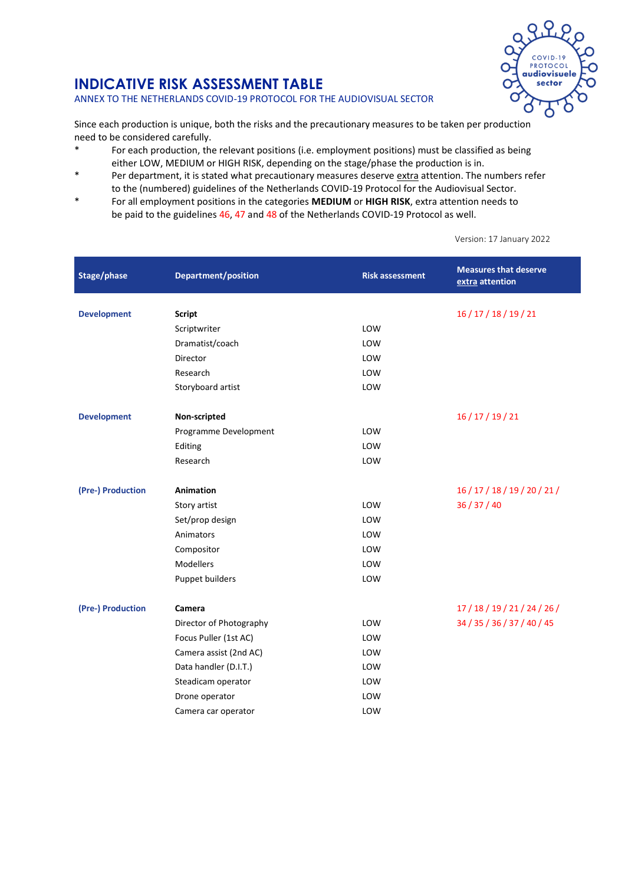# INDICATIVE RISK ASSESSMENT TABLE

ANNEX TO THE NETHERLANDS COVID-19 PROTOCOL FOR THE AUDIOVISUAL SECTOR

Since each production is unique, both the risks and the precautionary measures to be taken per production need to be considered carefully.

* For each production, the relevant positions (i.e. employment positions) must be classified as being either LOW, MEDIUM or HIGH RISK, depending on the stage/phase the production is in.
* Per department, it is stated what precautionary measures deserve extra attention. The numbers refer to the (numbered) guidelines of the Netherlands COVID-19 Protocol for the Audiovisual Sector.
* For all employment positions in the categories **MEDIUM** or **HIGH RISK**, extra attention needs to be paid to the guidelines 46, 47 and 48 of the Netherlands COVID-19 Protocol as well.

Version: 17 January 2022

| Stage/phase | Department/position | Risk assessment | Measures that deserve extra attention |
|---|---|---|---|
| **Development** | **Script** | | 16 / 17 / 18 / 19 / 21 |
| | Scriptwriter | LOW | |
| | Dramatist/coach | LOW | |
| | Director | LOW | |
| | Research | LOW | |
| | Storyboard artist | LOW | |
| **Development** | **Non-scripted** | | 16 / 17 / 19 / 21 |
| | Programme Development | LOW | |
| | Editing | LOW | |
| | Research | LOW | |
| **(Pre-) Production** | **Animation** | | 16 / 17 / 18 / 19 / 20 / 21 / 36 / 37 / 40 |
| | Story artist | LOW | |
| | Set/prop design | LOW | |
| | Animators | LOW | |
| | Compositor | LOW | |
| | Modellers | LOW | |
| | Puppet builders | LOW | |
| **(Pre-) Production** | **Camera** | | 17 / 18 / 19 / 21 / 24 / 26 / 34 / 35 / 36 / 37 / 40 / 45 |
| | Director of Photography | LOW | |
| | Focus Puller (1st AC) | LOW | |
| | Camera assist (2nd AC) | LOW | |
| | Data handler (D.I.T.) | LOW | |
| | Steadicam operator | LOW | |
| | Drone operator | LOW | |
| | Camera car operator | LOW | |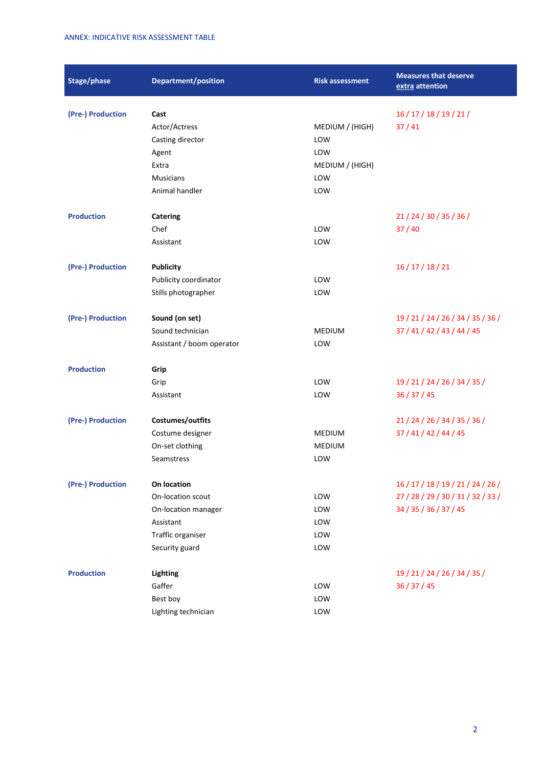ANNEX: INDICATIVE RISK ASSESSMENT TABLE

| Stage/phase | Department/position | Risk assessment | Measures that deserve extra attention |
|---|---|---|---|
| (Pre-) Production | **Cast** | | 16 / 17 / 18 / 19 / 21 / 37 / 41 |
| | Actor/Actress | MEDIUM / (HIGH) | |
| | Casting director | LOW | |
| | Agent | LOW | |
| | Extra | MEDIUM / (HIGH) | |
| | Musicians | LOW | |
| | Animal handler | LOW | |
| Production | **Catering** | | 21 / 24 / 30 / 35 / 36 / 37 / 40 |
| | Chef | LOW | |
| | Assistant | LOW | |
| (Pre-) Production | **Publicity** | | 16 / 17 / 18 / 21 |
| | Publicity coordinator | LOW | |
| | Stills photographer | LOW | |
| (Pre-) Production | **Sound (on set)** | | 19 / 21 / 24 / 26 / 34 / 35 / 36 / 37 / 41 / 42 / 43 / 44 / 45 |
| | Sound technician | MEDIUM | |
| | Assistant / boom operator | LOW | |
| Production | **Grip** | | |
| | Grip | LOW | 19 / 21 / 24 / 26 / 34 / 35 / 36 / 37 / 45 |
| | Assistant | LOW | |
| (Pre-) Production | **Costumes/outfits** | | 21 / 24 / 26 / 34 / 35 / 36 / 37 / 41 / 42 / 44 / 45 |
| | Costume designer | MEDIUM | |
| | On-set clothing | MEDIUM | |
| | Seamstress | LOW | |
| (Pre-) Production | **On location** | | 16 / 17 / 18 / 19 / 21 / 24 / 26 / 27 / 28 / 29 / 30 / 31 / 32 / 33 / 34 / 35 / 36 / 37 / 45 |
| | On-location scout | LOW | |
| | On-location manager | LOW | |
| | Assistant | LOW | |
| | Traffic organiser | LOW | |
| | Security guard | LOW | |
| Production | **Lighting** | | 19 / 21 / 24 / 26 / 34 / 35 / 36 / 37 / 45 |
| | Gaffer | LOW | |
| | Best boy | LOW | |
| | Lighting technician | LOW | |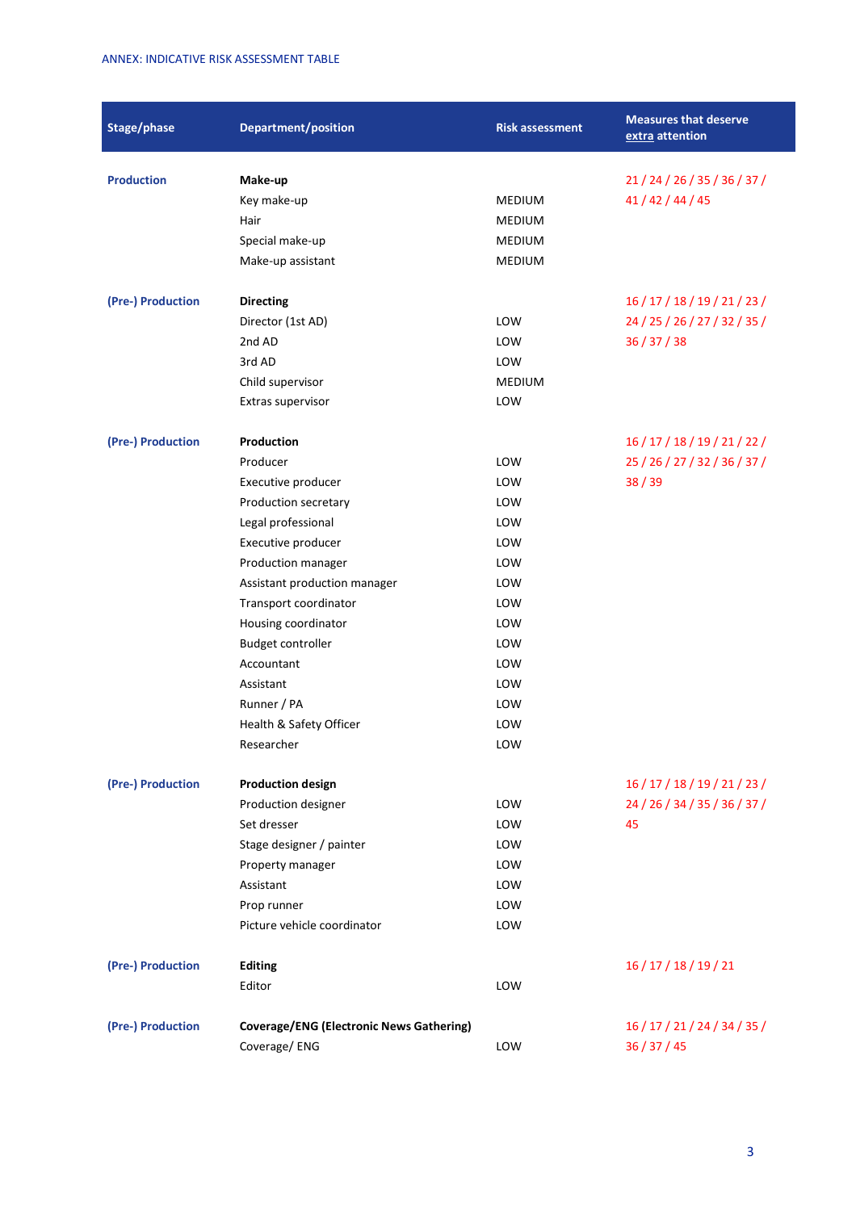ANNEX: INDICATIVE RISK ASSESSMENT TABLE

| Stage/phase | Department/position | Risk assessment | Measures that deserve extra attention |
|---|---|---|---|
| Production | **Make-up** | | 21 / 24 / 26 / 35 / 36 / 37 / 41 / 42 / 44 / 45 |
| | Key make-up | MEDIUM | |
| | Hair | MEDIUM | |
| | Special make-up | MEDIUM | |
| | Make-up assistant | MEDIUM | |
| (Pre-) Production | **Directing** | | 16 / 17 / 18 / 19 / 21 / 23 / 24 / 25 / 26 / 27 / 32 / 35 / 36 / 37 / 38 |
| | Director (1st AD) | LOW | |
| | 2nd AD | LOW | |
| | 3rd AD | LOW | |
| | Child supervisor | MEDIUM | |
| | Extras supervisor | LOW | |
| (Pre-) Production | **Production** | | 16 / 17 / 18 / 19 / 21 / 22 / 25 / 26 / 27 / 32 / 36 / 37 / 38 / 39 |
| | Producer | LOW | |
| | Executive producer | LOW | |
| | Production secretary | LOW | |
| | Legal professional | LOW | |
| | Executive producer | LOW | |
| | Production manager | LOW | |
| | Assistant production manager | LOW | |
| | Transport coordinator | LOW | |
| | Housing coordinator | LOW | |
| | Budget controller | LOW | |
| | Accountant | LOW | |
| | Assistant | LOW | |
| | Runner / PA | LOW | |
| | Health & Safety Officer | LOW | |
| | Researcher | LOW | |
| (Pre-) Production | **Production design** | | 16 / 17 / 18 / 19 / 21 / 23 / 24 / 26 / 34 / 35 / 36 / 37 / 45 |
| | Production designer | LOW | |
| | Set dresser | LOW | |
| | Stage designer / painter | LOW | |
| | Property manager | LOW | |
| | Assistant | LOW | |
| | Prop runner | LOW | |
| | Picture vehicle coordinator | LOW | |
| (Pre-) Production | **Editing** | | 16 / 17 / 18 / 19 / 21 |
| | Editor | LOW | |
| (Pre-) Production | **Coverage/ENG (Electronic News Gathering)** | | 16 / 17 / 21 / 24 / 34 / 35 / 36 / 37 / 45 |
| | Coverage/ ENG | LOW | |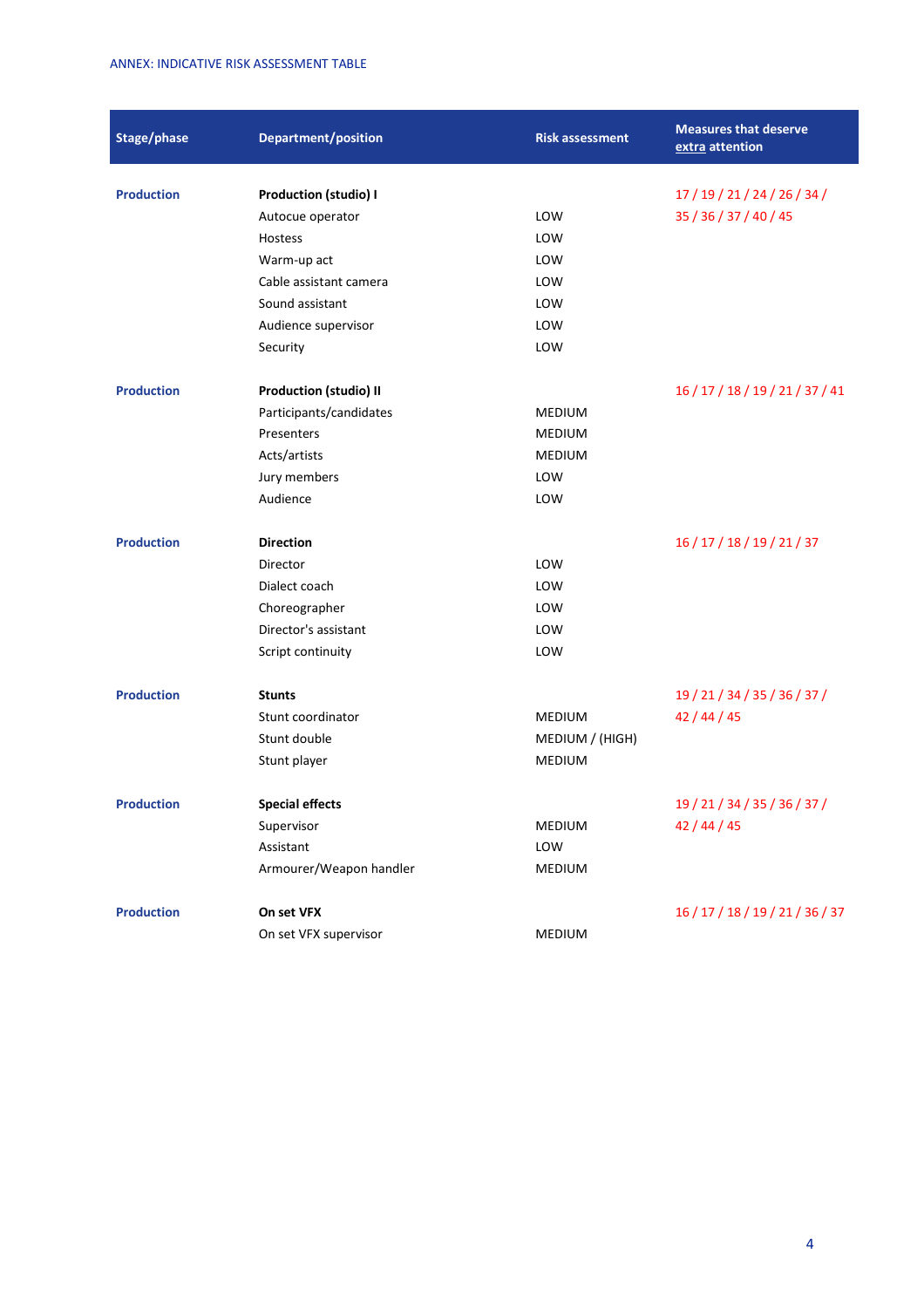ANNEX: INDICATIVE RISK ASSESSMENT TABLE

| Stage/phase | Department/position | Risk assessment | Measures that deserve extra attention |
|---|---|---|---|
| Production | **Production (studio) I** | | 17 / 19 / 21 / 24 / 26 / 34 / 35 / 36 / 37 / 40 / 45 |
| | Autocue operator | LOW | |
| | Hostess | LOW | |
| | Warm-up act | LOW | |
| | Cable assistant camera | LOW | |
| | Sound assistant | LOW | |
| | Audience supervisor | LOW | |
| | Security | LOW | |
| Production | **Production (studio) II** | | 16 / 17 / 18 / 19 / 21 / 37 / 41 |
| | Participants/candidates | MEDIUM | |
| | Presenters | MEDIUM | |
| | Acts/artists | MEDIUM | |
| | Jury members | LOW | |
| | Audience | LOW | |
| Production | **Direction** | | 16 / 17 / 18 / 19 / 21 / 37 |
| | Director | LOW | |
| | Dialect coach | LOW | |
| | Choreographer | LOW | |
| | Director's assistant | LOW | |
| | Script continuity | LOW | |
| Production | **Stunts** | | 19 / 21 / 34 / 35 / 36 / 37 / 42 / 44 / 45 |
| | Stunt coordinator | MEDIUM | |
| | Stunt double | MEDIUM / (HIGH) | |
| | Stunt player | MEDIUM | |
| Production | **Special effects** | | 19 / 21 / 34 / 35 / 36 / 37 / 42 / 44 / 45 |
| | Supervisor | MEDIUM | |
| | Assistant | LOW | |
| | Armourer/Weapon handler | MEDIUM | |
| Production | **On set VFX** | | 16 / 17 / 18 / 19 / 21 / 36 / 37 |
| | On set VFX supervisor | MEDIUM | |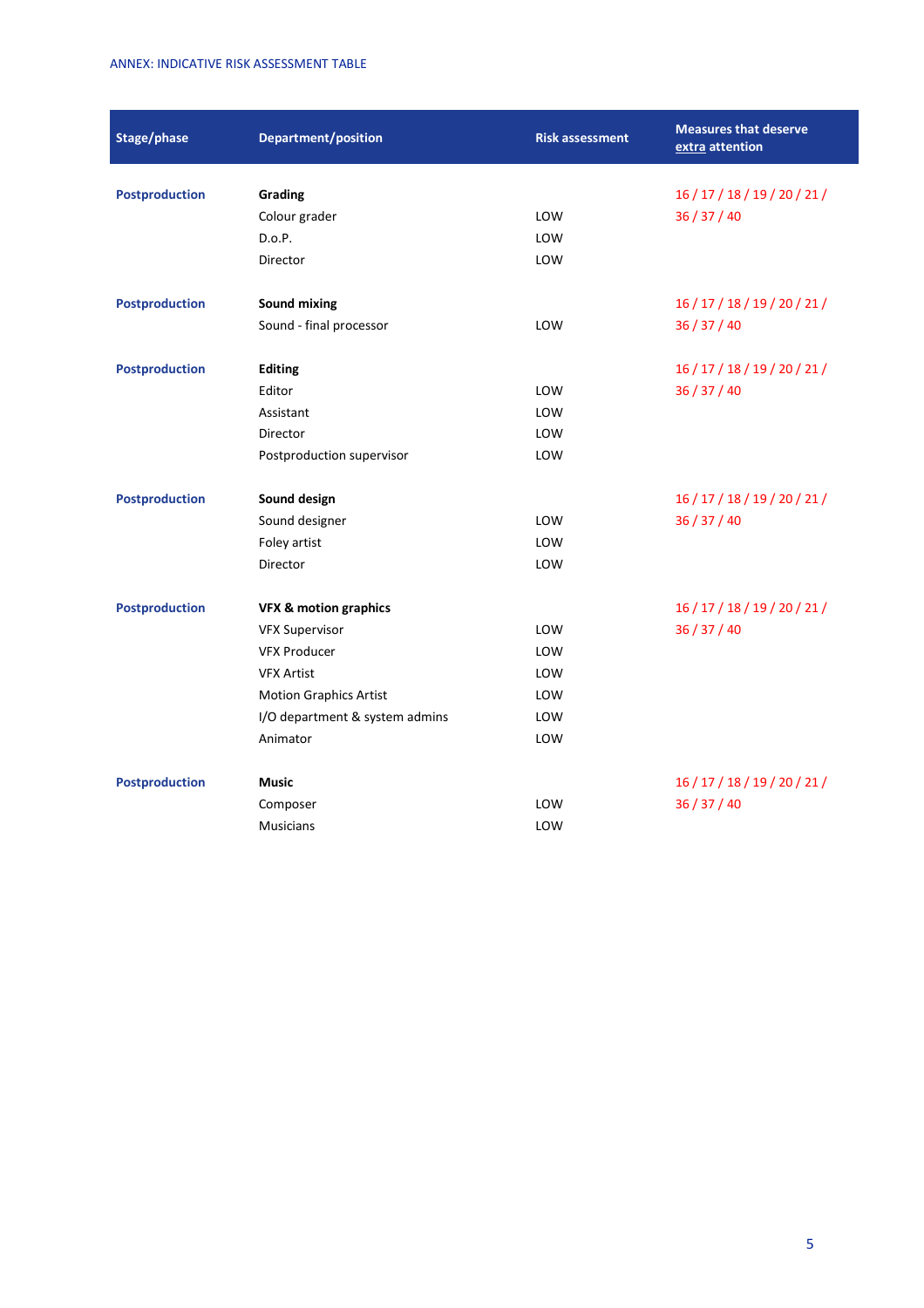ANNEX: INDICATIVE RISK ASSESSMENT TABLE

| Stage/phase | Department/position | Risk assessment | Measures that deserve extra attention |
|---|---|---|---|
| Postproduction | **Grading** | | 16 / 17 / 18 / 19 / 20 / 21 / 36 / 37 / 40 |
| | Colour grader | LOW | |
| | D.o.P. | LOW | |
| | Director | LOW | |
| Postproduction | **Sound mixing** | | 16 / 17 / 18 / 19 / 20 / 21 / 36 / 37 / 40 |
| | Sound - final processor | LOW | |
| Postproduction | **Editing** | | 16 / 17 / 18 / 19 / 20 / 21 / 36 / 37 / 40 |
| | Editor | LOW | |
| | Assistant | LOW | |
| | Director | LOW | |
| | Postproduction supervisor | LOW | |
| Postproduction | **Sound design** | | 16 / 17 / 18 / 19 / 20 / 21 / 36 / 37 / 40 |
| | Sound designer | LOW | |
| | Foley artist | LOW | |
| | Director | LOW | |
| Postproduction | **VFX & motion graphics** | | 16 / 17 / 18 / 19 / 20 / 21 / 36 / 37 / 40 |
| | VFX Supervisor | LOW | |
| | VFX Producer | LOW | |
| | VFX Artist | LOW | |
| | Motion Graphics Artist | LOW | |
| | I/O department & system admins | LOW | |
| | Animator | LOW | |
| Postproduction | **Music** | | 16 / 17 / 18 / 19 / 20 / 21 / 36 / 37 / 40 |
| | Composer | LOW | |
| | Musicians | LOW | |